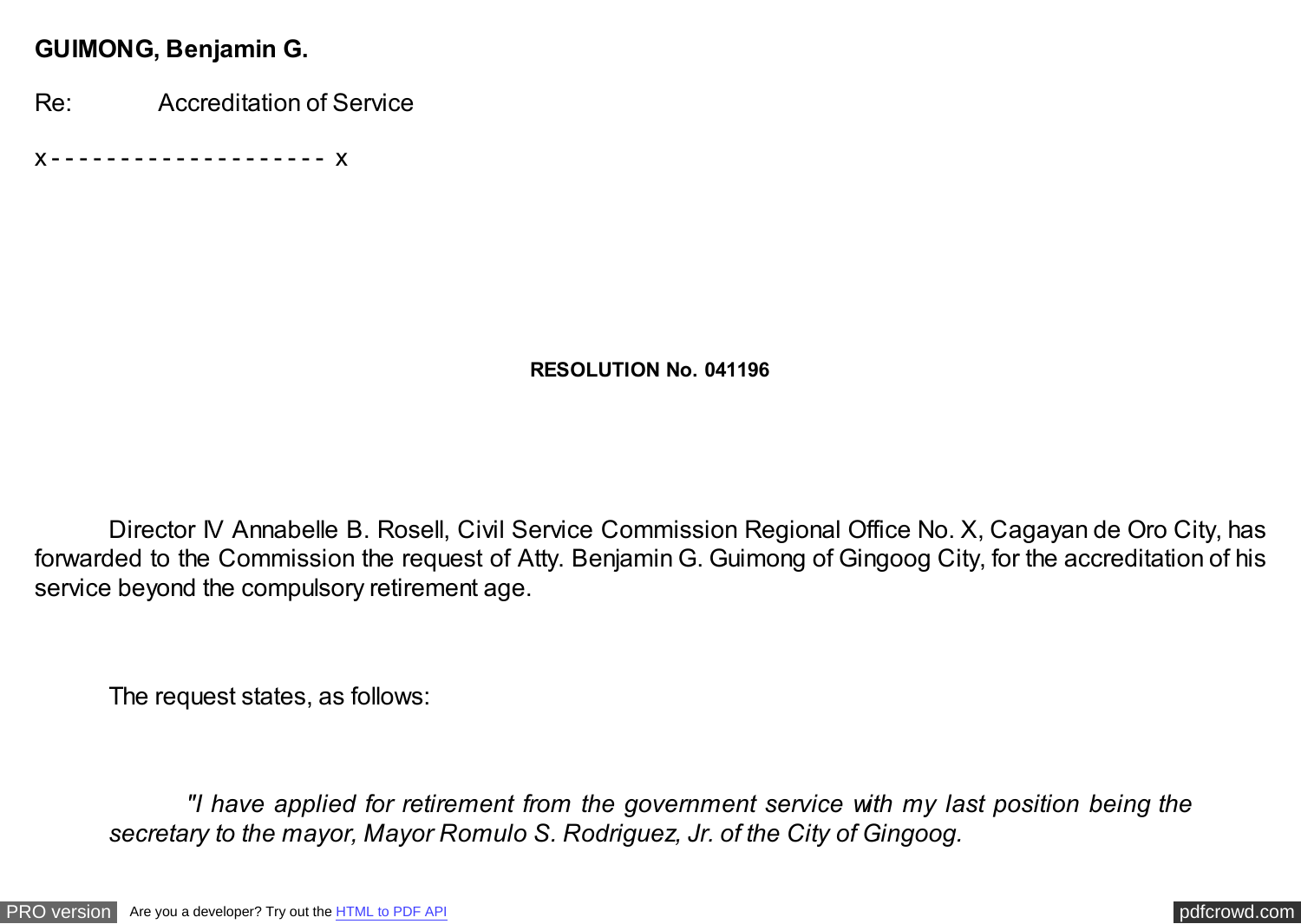**GUIMONG, Benjamin G.**

Re: Accreditation of Service

x - - - - - - - - - - - - - - - - - - - - x

**RESOLUTION No. 041196**

Director IV Annabelle B. Rosell, Civil Service Commission Regional Office No. X, Cagayan de Oro City, has forwarded to the Commission the request of Atty. Benjamin G. Guimong of Gingoog City, for the accreditation of his service beyond the compulsory retirement age.

The request states, as follows:

> *"I have applied for retirement from the government service with my last position being the secretary to the mayor, Mayor Romulo S. Rodriguez, Jr. of the City of Gingoog.*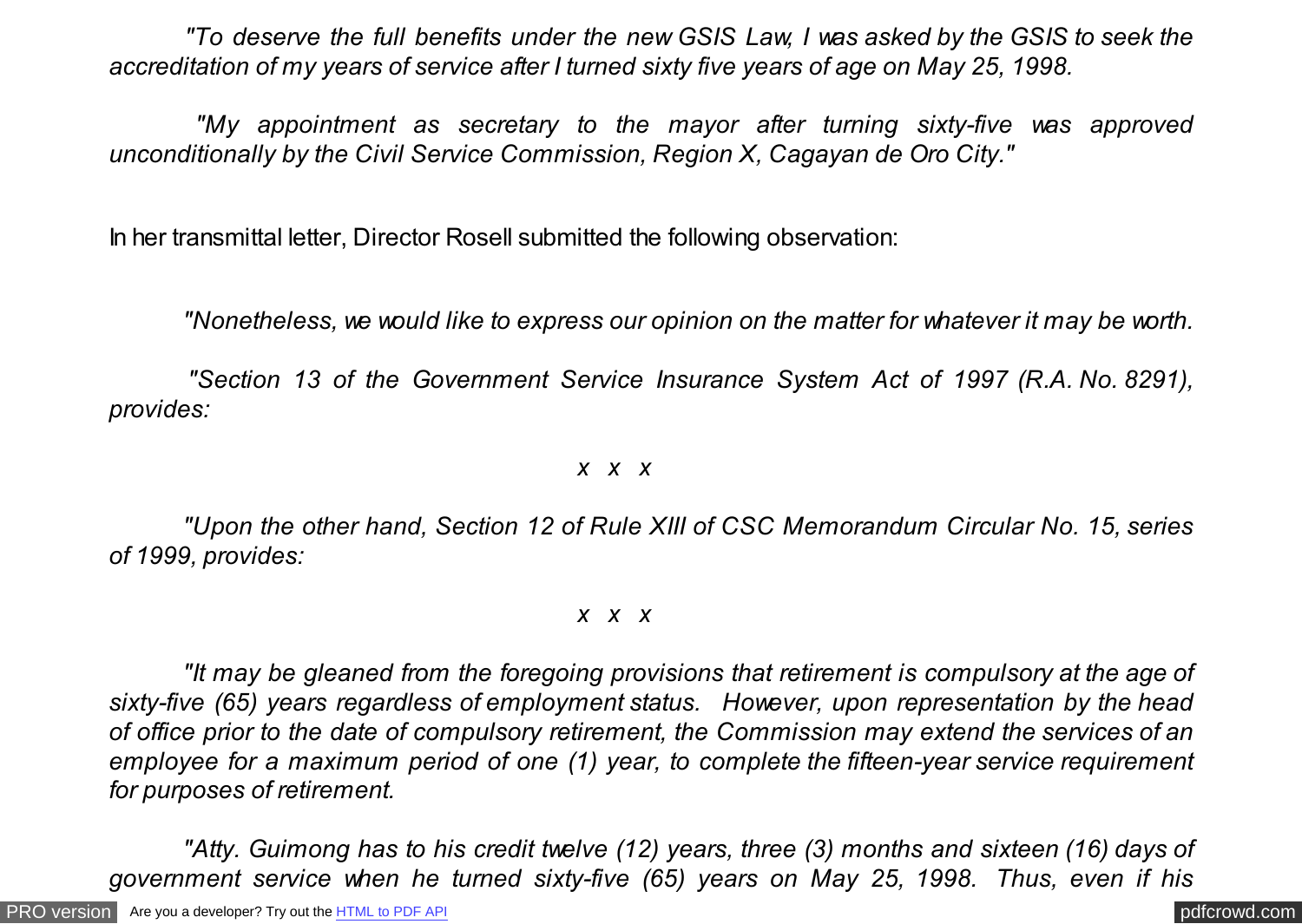*"To deserve the full benefits under the new GSIS Law, I was asked by the GSIS to seek the accreditation of my years of service after I turned sixty five years of age on May 25, 1998.*

*"My appointment as secretary to the mayor after turning sixty-five was approved unconditionally by the Civil Service Commission, Region X, Cagayan de Oro City."*

In her transmittal letter, Director Rosell submitted the following observation:

*"Nonetheless, we would like to express our opinion on the matter for whatever it may be worth.*

*"Section 13 of the Government Service Insurance System Act of 1997 (R.A. No. 8291), provides:*

*x x x*

*"Upon the other hand, Section 12 of Rule XIII of CSC Memorandum Circular No. 15, series of 1999, provides:*

*x x x*

*"It may be gleaned from the foregoing provisions that retirement is compulsory at the age of sixty-five (65) years regardless of employment status. However, upon representation by the head of office prior to the date of compulsory retirement, the Commission may extend the services of an employee for a maximum period of one (1) year, to complete the fifteen-year service requirement for purposes of retirement.*

*"Atty. Guimong has to his credit twelve (12) years, three (3) months and sixteen (16) days of government service when he turned sixty-five (65) years on May 25, 1998. Thus, even if his*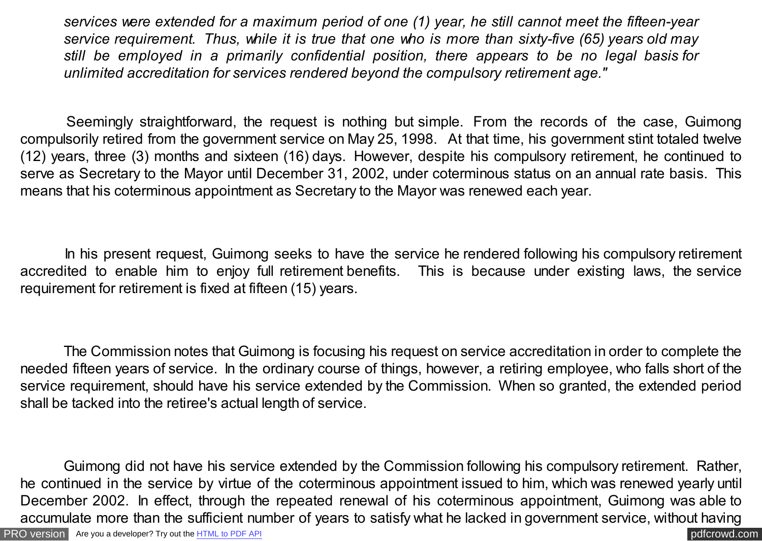*services were extended for a maximum period of one (1) year, he still cannot meet the fifteen-year service requirement. Thus, while it is true that one who is more than sixty-five (65) years old may still be employed in a primarily confidential position, there appears to be no legal basis for unlimited accreditation for services rendered beyond the compulsory retirement age."*

Seemingly straightforward, the request is nothing but simple. From the records of the case, Guimong compulsorily retired from the government service on May 25, 1998. At that time, his government stint totaled twelve (12) years, three (3) months and sixteen (16) days. However, despite his compulsory retirement, he continued to serve as Secretary to the Mayor until December 31, 2002, under coterminous status on an annual rate basis. This means that his coterminous appointment as Secretary to the Mayor was renewed each year.

In his present request, Guimong seeks to have the service he rendered following his compulsory retirement accredited to enable him to enjoy full retirement benefits. This is because under existing laws, the service requirement for retirement is fixed at fifteen (15) years.

The Commission notes that Guimong is focusing his request on service accreditation in order to complete the needed fifteen years of service. In the ordinary course of things, however, a retiring employee, who falls short of the service requirement, should have his service extended by the Commission. When so granted, the extended period shall be tacked into the retiree's actual length of service.

Guimong did not have his service extended by the Commission following his compulsory retirement. Rather, he continued in the service by virtue of the coterminous appointment issued to him, which was renewed yearly until December 2002. In effect, through the repeated renewal of his coterminous appointment, Guimong was able to accumulate more than the sufficient number of years to satisfy what he lacked in government service, without having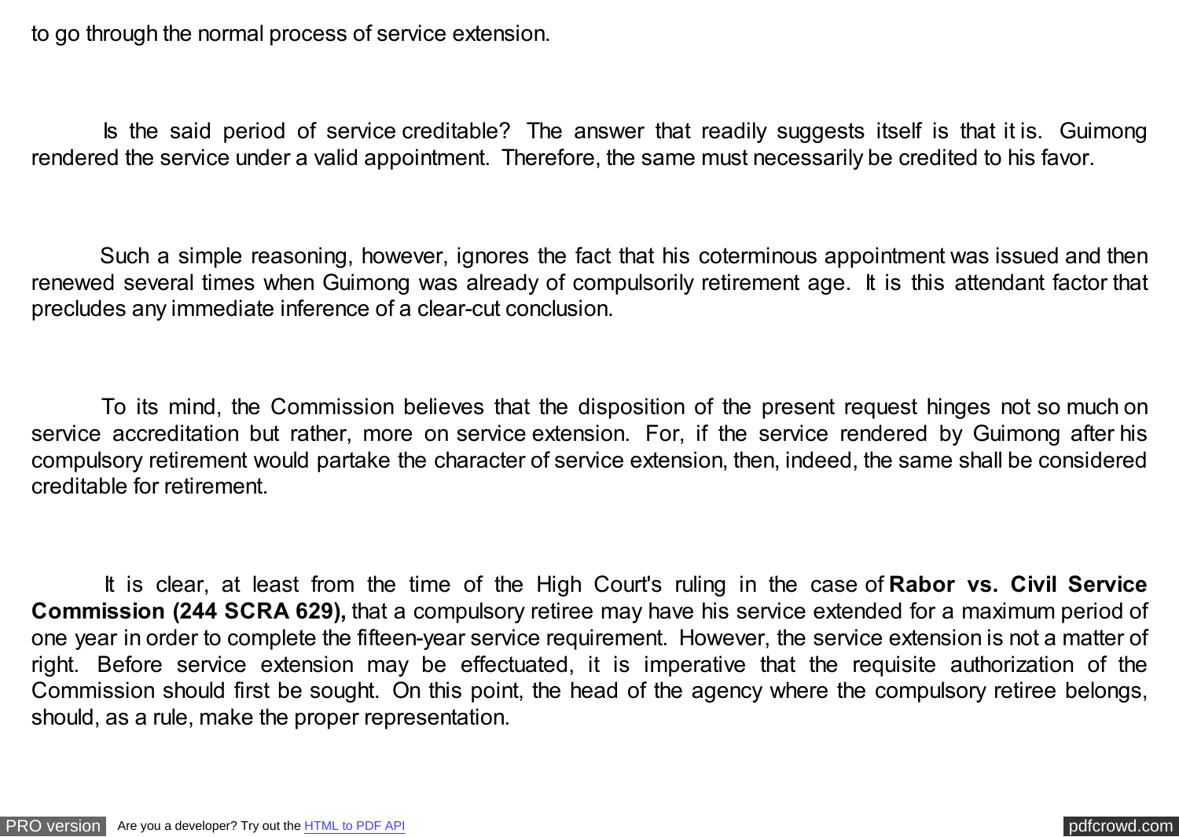to go through the normal process of service extension.

Is the said period of service creditable? The answer that readily suggests itself is that it is. Guimong rendered the service under a valid appointment. Therefore, the same must necessarily be credited to his favor.

Such a simple reasoning, however, ignores the fact that his coterminous appointment was issued and then renewed several times when Guimong was already of compulsorily retirement age. It is this attendant factor that precludes any immediate inference of a clear-cut conclusion.

To its mind, the Commission believes that the disposition of the present request hinges not so much on service accreditation but rather, more on service extension. For, if the service rendered by Guimong after his compulsory retirement would partake the character of service extension, then, indeed, the same shall be considered creditable for retirement.

It is clear, at least from the time of the High Court's ruling in the case of **Rabor vs. Civil Service Commission (244 SCRA 629),** that a compulsory retiree may have his service extended for a maximum period of one year in order to complete the fifteen-year service requirement. However, the service extension is not a matter of right. Before service extension may be effectuated, it is imperative that the requisite authorization of the Commission should first be sought. On this point, the head of the agency where the compulsory retiree belongs, should, as a rule, make the proper representation.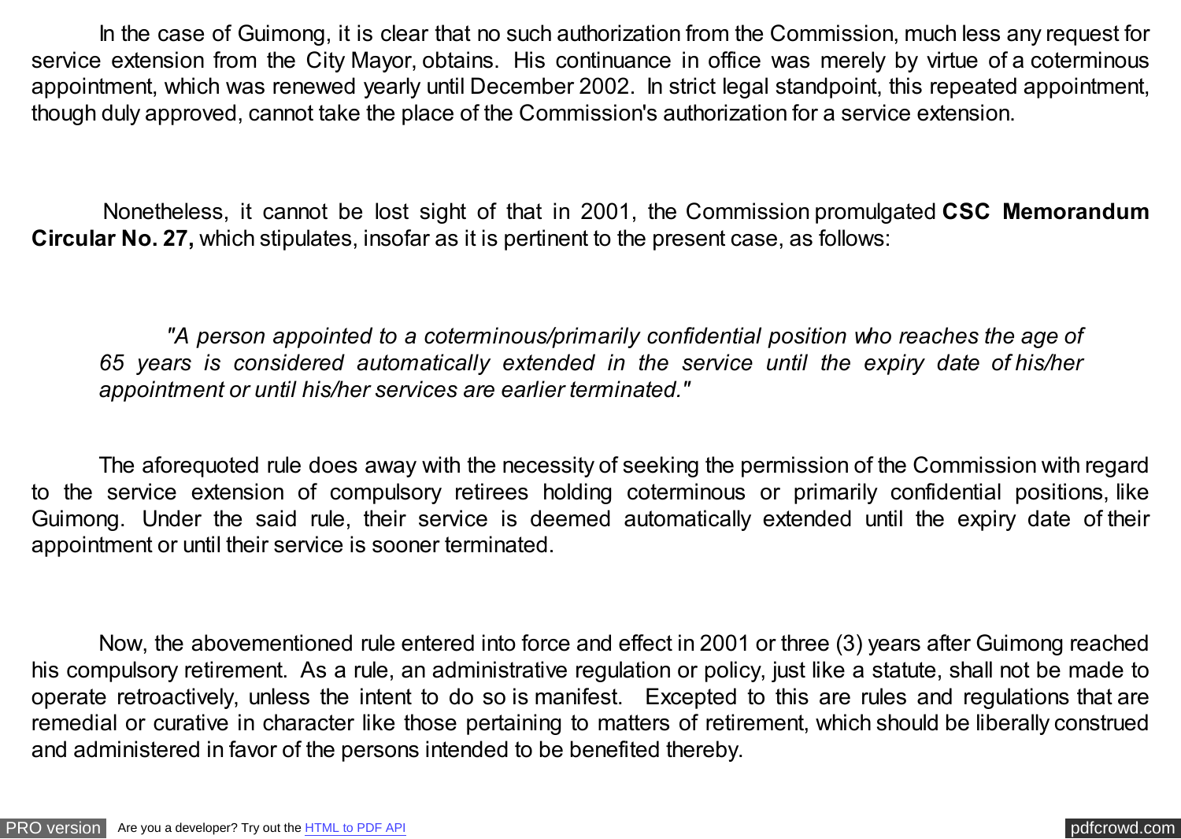In the case of Guimong, it is clear that no such authorization from the Commission, much less any request for service extension from the City Mayor, obtains. His continuance in office was merely by virtue of a coterminous appointment, which was renewed yearly until December 2002. In strict legal standpoint, this repeated appointment, though duly approved, cannot take the place of the Commission's authorization for a service extension.

Nonetheless, it cannot be lost sight of that in 2001, the Commission promulgated **CSC Memorandum Circular No. 27,** which stipulates, insofar as it is pertinent to the present case, as follows:

> *"A person appointed to a coterminous/primarily confidential position who reaches the age of 65 years is considered automatically extended in the service until the expiry date of his/her appointment or until his/her services are earlier terminated."*

The aforequoted rule does away with the necessity of seeking the permission of the Commission with regard to the service extension of compulsory retirees holding coterminous or primarily confidential positions, like Guimong. Under the said rule, their service is deemed automatically extended until the expiry date of their appointment or until their service is sooner terminated.

Now, the abovementioned rule entered into force and effect in 2001 or three (3) years after Guimong reached his compulsory retirement. As a rule, an administrative regulation or policy, just like a statute, shall not be made to operate retroactively, unless the intent to do so is manifest. Excepted to this are rules and regulations that are remedial or curative in character like those pertaining to matters of retirement, which should be liberally construed and administered in favor of the persons intended to be benefited thereby.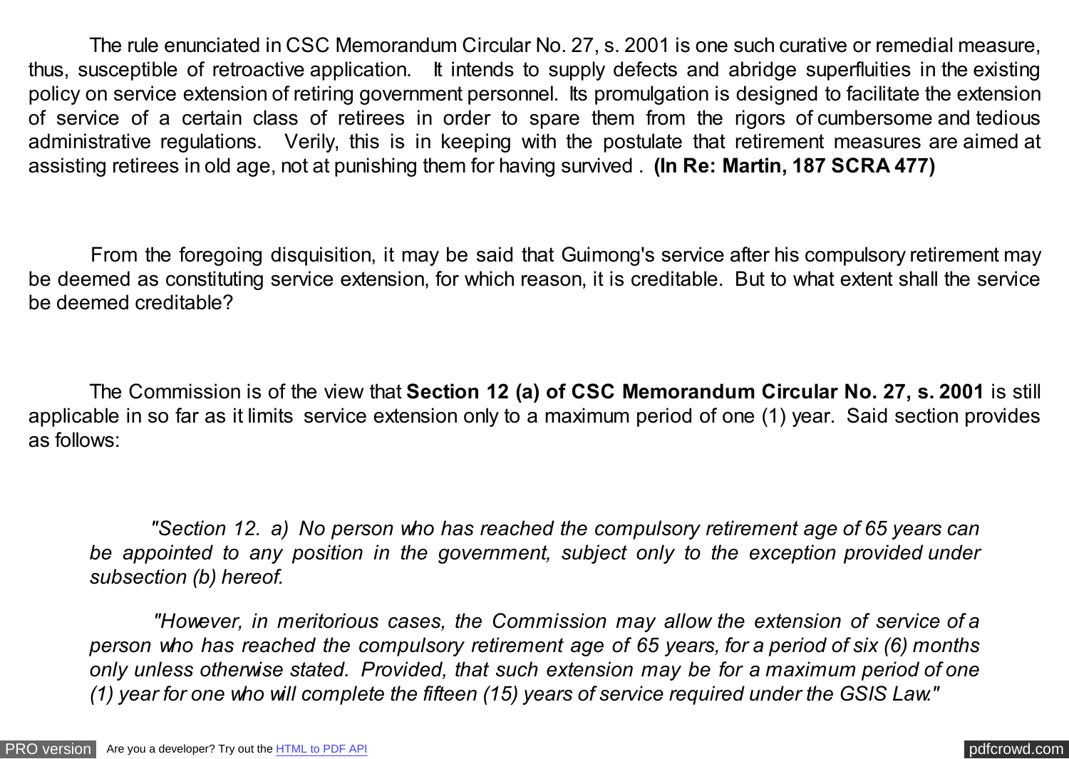The rule enunciated in CSC Memorandum Circular No. 27, s. 2001 is one such curative or remedial measure, thus, susceptible of retroactive application. It intends to supply defects and abridge superfluities in the existing policy on service extension of retiring government personnel. Its promulgation is designed to facilitate the extension of service of a certain class of retirees in order to spare them from the rigors of cumbersome and tedious administrative regulations. Verily, this is in keeping with the postulate that retirement measures are aimed at assisting retirees in old age, not at punishing them for having survived . **(In Re: Martin, 187 SCRA 477)**

From the foregoing disquisition, it may be said that Guimong's service after his compulsory retirement may be deemed as constituting service extension, for which reason, it is creditable. But to what extent shall the service be deemed creditable?

The Commission is of the view that **Section 12 (a) of CSC Memorandum Circular No. 27, s. 2001** is still applicable in so far as it limits service extension only to a maximum period of one (1) year. Said section provides as follows:

> *"Section 12. a) No person who has reached the compulsory retirement age of 65 years can be appointed to any position in the government, subject only to the exception provided under subsection (b) hereof.*
>
> *"However, in meritorious cases, the Commission may allow the extension of service of a person who has reached the compulsory retirement age of 65 years, for a period of six (6) months only unless otherwise stated. Provided, that such extension may be for a maximum period of one (1) year for one who will complete the fifteen (15) years of service required under the GSIS Law."*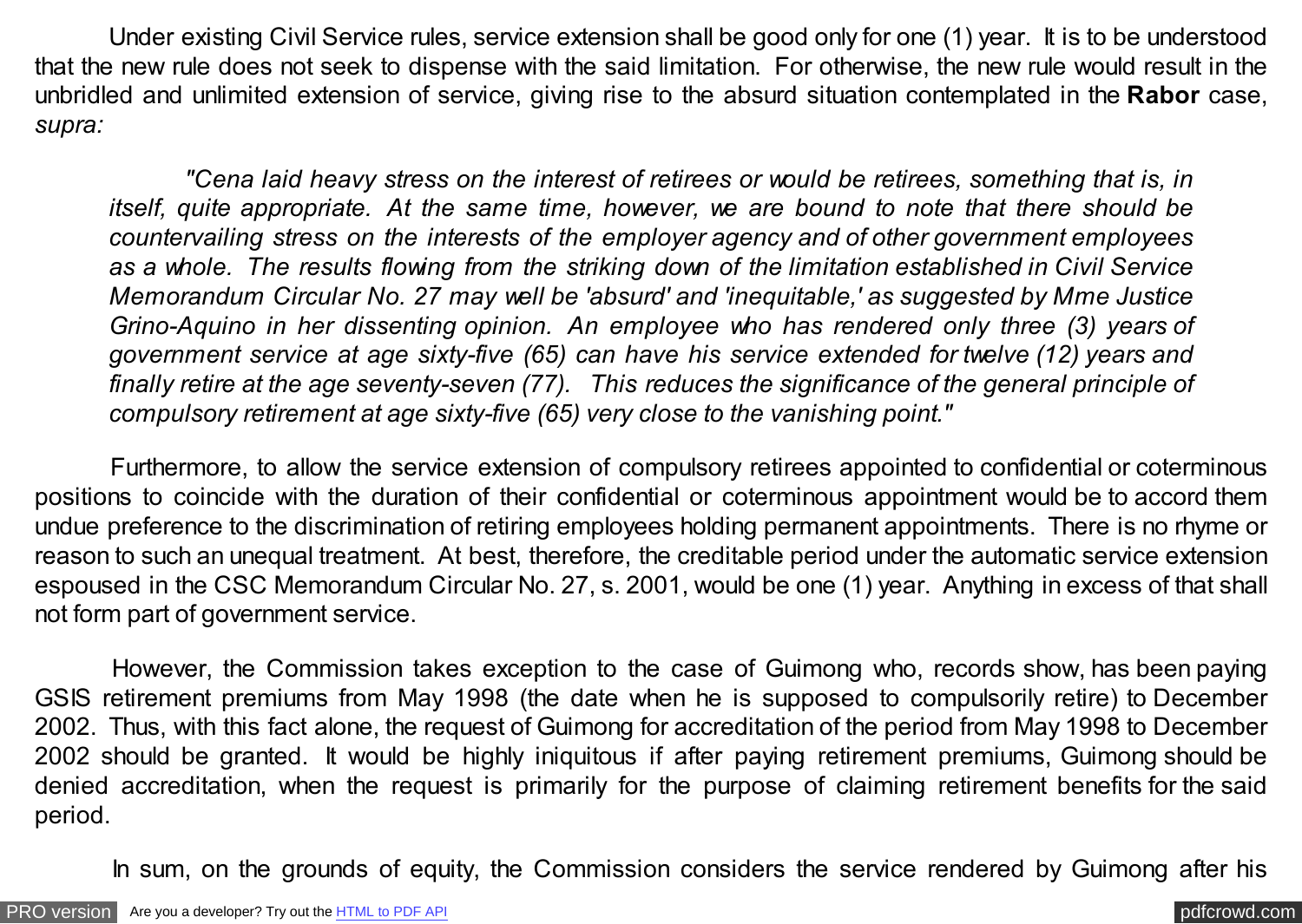Under existing Civil Service rules, service extension shall be good only for one (1) year. It is to be understood that the new rule does not seek to dispense with the said limitation. For otherwise, the new rule would result in the unbridled and unlimited extension of service, giving rise to the absurd situation contemplated in the **Rabor** case, *supra:*

> *"Cena laid heavy stress on the interest of retirees or would be retirees, something that is, in itself, quite appropriate. At the same time, however, we are bound to note that there should be countervailing stress on the interests of the employer agency and of other government employees as a whole. The results flowing from the striking down of the limitation established in Civil Service Memorandum Circular No. 27 may well be 'absurd' and 'inequitable,' as suggested by Mme Justice Grino-Aquino in her dissenting opinion. An employee who has rendered only three (3) years of government service at age sixty-five (65) can have his service extended for twelve (12) years and finally retire at the age seventy-seven (77). This reduces the significance of the general principle of compulsory retirement at age sixty-five (65) very close to the vanishing point."*

Furthermore, to allow the service extension of compulsory retirees appointed to confidential or coterminous positions to coincide with the duration of their confidential or coterminous appointment would be to accord them undue preference to the discrimination of retiring employees holding permanent appointments. There is no rhyme or reason to such an unequal treatment. At best, therefore, the creditable period under the automatic service extension espoused in the CSC Memorandum Circular No. 27, s. 2001, would be one (1) year. Anything in excess of that shall not form part of government service.

However, the Commission takes exception to the case of Guimong who, records show, has been paying GSIS retirement premiums from May 1998 (the date when he is supposed to compulsorily retire) to December 2002. Thus, with this fact alone, the request of Guimong for accreditation of the period from May 1998 to December 2002 should be granted. It would be highly iniquitous if after paying retirement premiums, Guimong should be denied accreditation, when the request is primarily for the purpose of claiming retirement benefits for the said period.

In sum, on the grounds of equity, the Commission considers the service rendered by Guimong after his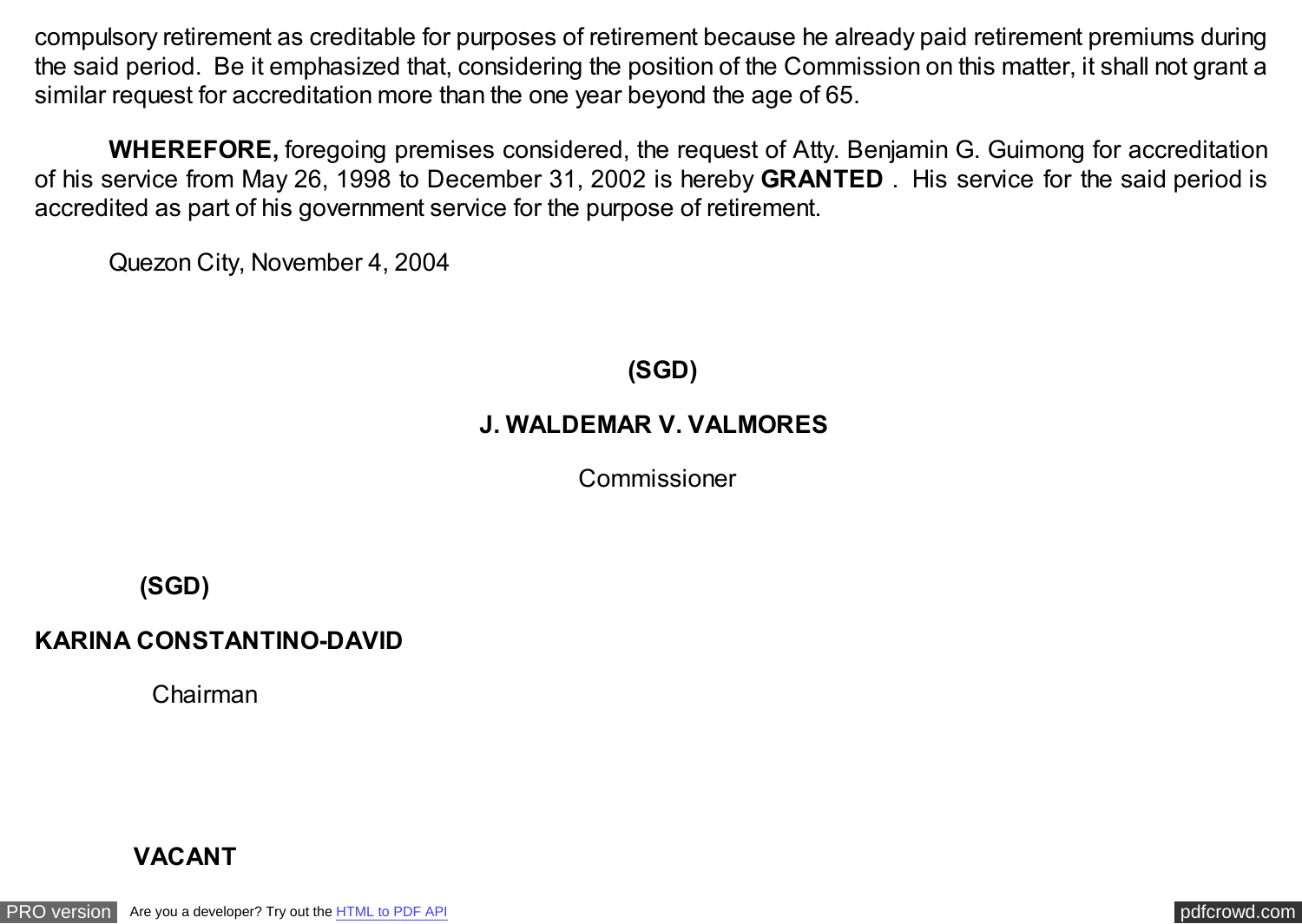compulsory retirement as creditable for purposes of retirement because he already paid retirement premiums during the said period. Be it emphasized that, considering the position of the Commission on this matter, it shall not grant a similar request for accreditation more than the one year beyond the age of 65.

**WHEREFORE,** foregoing premises considered, the request of Atty. Benjamin G. Guimong for accreditation of his service from May 26, 1998 to December 31, 2002 is hereby **GRANTED** . His service for the said period is accredited as part of his government service for the purpose of retirement.

Quezon City, November 4, 2004

**(SGD)**

**J. WALDEMAR V. VALMORES**

Commissioner

**(SGD)**

**KARINA CONSTANTINO-DAVID**

Chairman

**VACANT**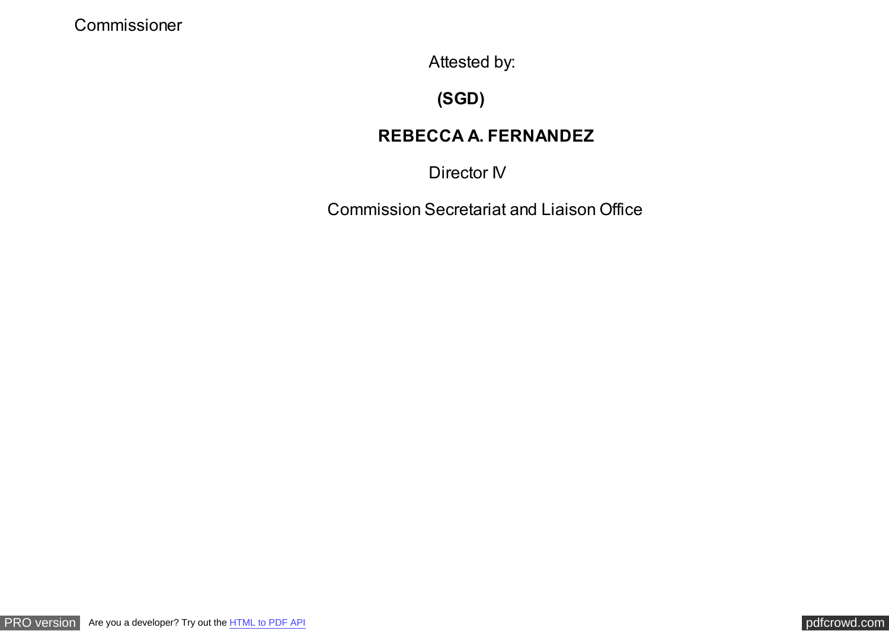Commissioner

Attested by:

**(SGD)**

**REBECCA A. FERNANDEZ**

Director IV

Commission Secretariat and Liaison Office